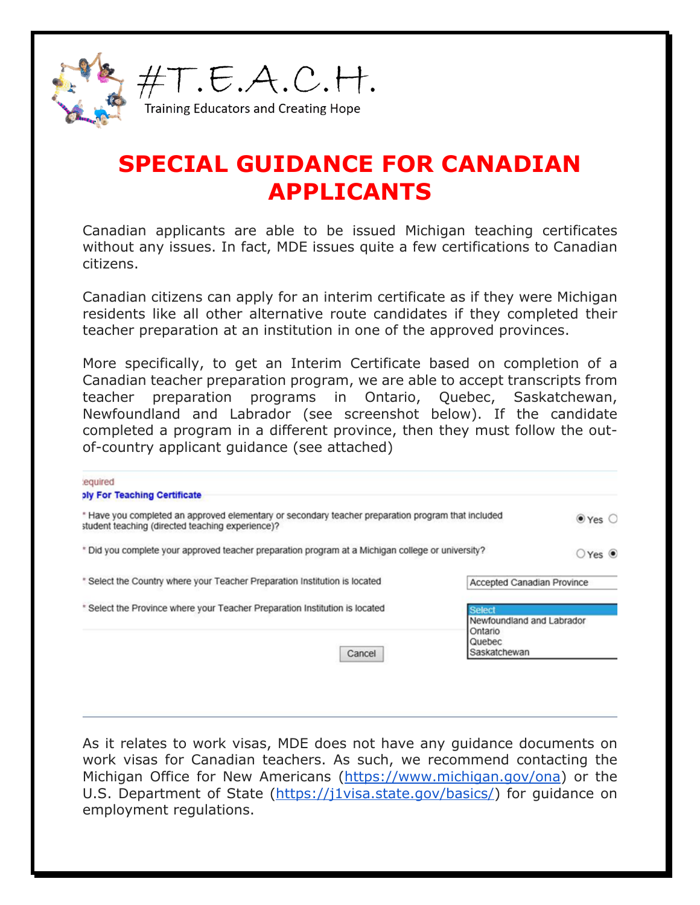#T.E.A.C.H.

Training Educators and Creating Hope

# SPECIAL GUIDANCE FOR CANADIAN APPLICANTS

Canadian applicants are able to be issued Michigan teaching certificates without any issues. In fact, MDE issues quite a few certifications to Canadian citizens.

Canadian citizens can apply for an interim certificate as if they were Michigan residents like all other alternative route candidates if they completed their teacher preparation at an institution in one of the approved provinces.

More specifically, to get an Interim Certificate based on completion of a Canadian teacher preparation program, we are able to accept transcripts from teacher preparation programs in Ontario, Quebec, Saskatchewan, Newfoundland and Labrador (see screenshot below). If the candidate completed a program in a different province, then they must follow the out-of-country applicant guidance (see attached)

equired

**ply For Teaching Certificate**

\* Have you completed an approved elementary or secondary teacher preparation program that included student teaching (directed teaching experience)? ◉ Yes ○

\* Did you complete your approved teacher preparation program at a Michigan college or university? ○ Yes ◉

\* Select the Country where your Teacher Preparation Institution is located: Accepted Canadian Province

\* Select the Province where your Teacher Preparation Institution is located: Select / Newfoundland and Labrador / Ontario / Quebec / Saskatchewan

Cancel

---

As it relates to work visas, MDE does not have any guidance documents on work visas for Canadian teachers. As such, we recommend contacting the Michigan Office for New Americans (https://www.michigan.gov/ona) or the U.S. Department of State (https://j1visa.state.gov/basics/) for guidance on employment regulations.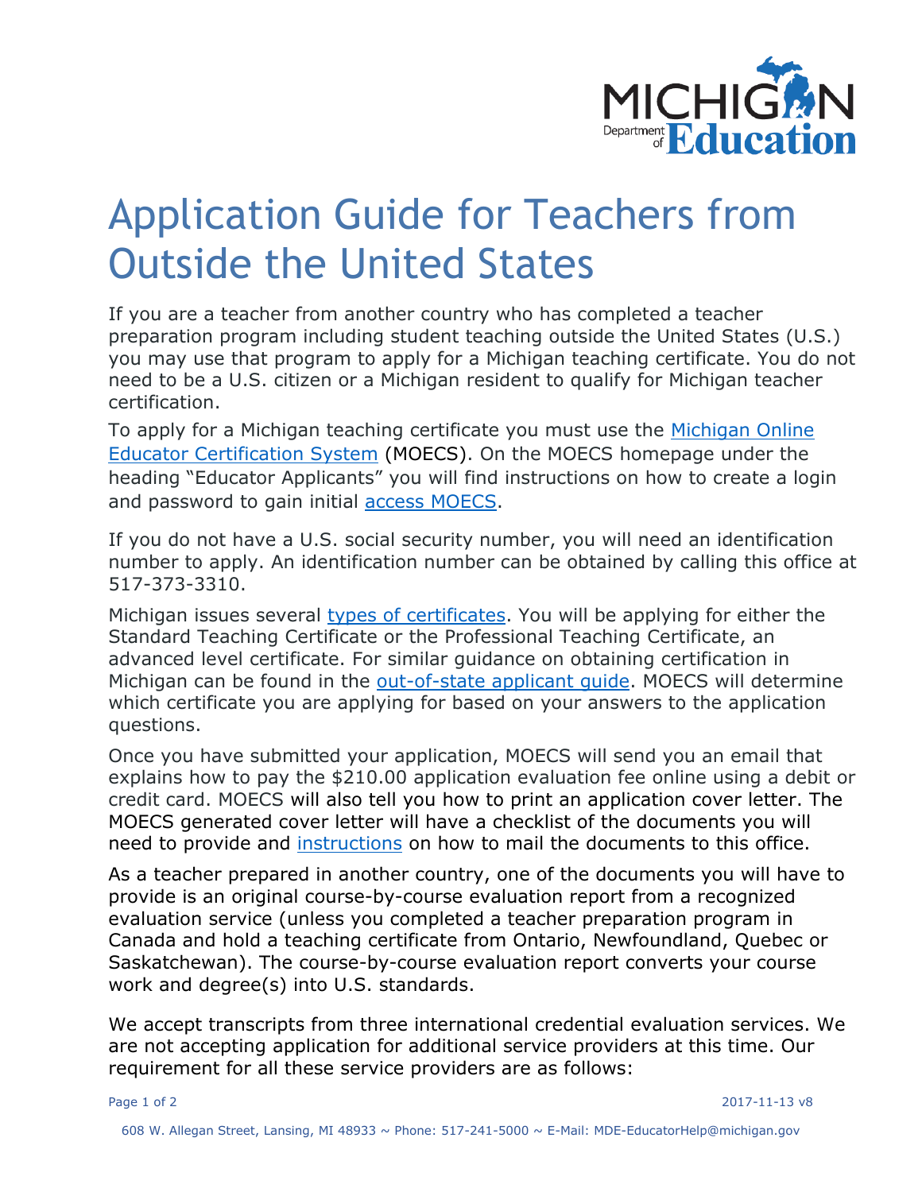# Application Guide for Teachers from Outside the United States

If you are a teacher from another country who has completed a teacher preparation program including student teaching outside the United States (U.S.) you may use that program to apply for a Michigan teaching certificate. You do not need to be a U.S. citizen or a Michigan resident to qualify for Michigan teacher certification.

To apply for a Michigan teaching certificate you must use the Michigan Online Educator Certification System (MOECS). On the MOECS homepage under the heading "Educator Applicants" you will find instructions on how to create a login and password to gain initial access MOECS.

If you do not have a U.S. social security number, you will need an identification number to apply. An identification number can be obtained by calling this office at 517-373-3310.

Michigan issues several types of certificates. You will be applying for either the Standard Teaching Certificate or the Professional Teaching Certificate, an advanced level certificate. For similar guidance on obtaining certification in Michigan can be found in the out-of-state applicant guide. MOECS will determine which certificate you are applying for based on your answers to the application questions.

Once you have submitted your application, MOECS will send you an email that explains how to pay the $210.00 application evaluation fee online using a debit or credit card. MOECS will also tell you how to print an application cover letter. The MOECS generated cover letter will have a checklist of the documents you will need to provide and instructions on how to mail the documents to this office.

As a teacher prepared in another country, one of the documents you will have to provide is an original course-by-course evaluation report from a recognized evaluation service (unless you completed a teacher preparation program in Canada and hold a teaching certificate from Ontario, Newfoundland, Quebec or Saskatchewan). The course-by-course evaluation report converts your course work and degree(s) into U.S. standards.

We accept transcripts from three international credential evaluation services. We are not accepting application for additional service providers at this time. Our requirement for all these service providers are as follows: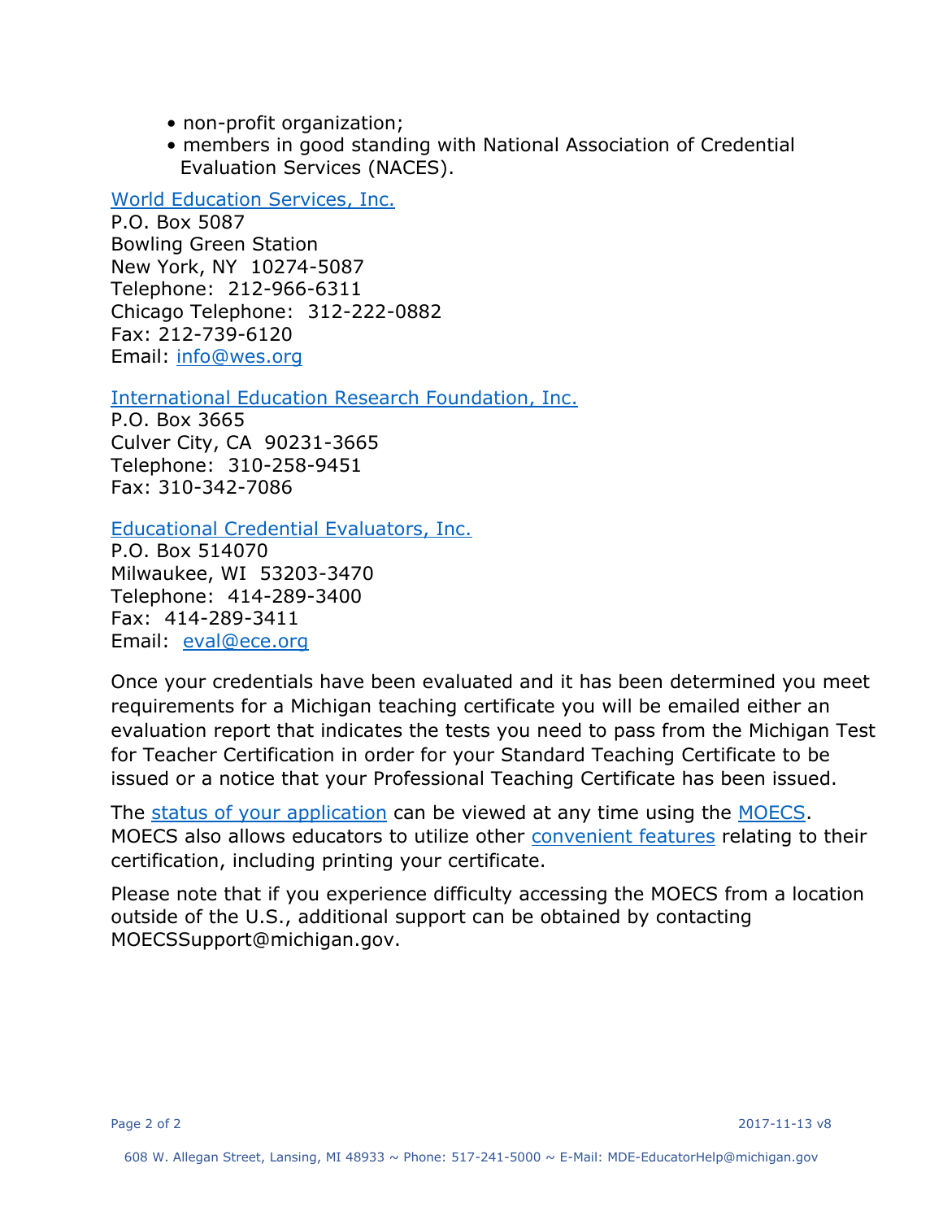- non-profit organization;
- members in good standing with National Association of Credential Evaluation Services (NACES).

World Education Services, Inc.
P.O. Box 5087
Bowling Green Station
New York, NY 10274-5087
Telephone: 212-966-6311
Chicago Telephone: 312-222-0882
Fax: 212-739-6120
Email: info@wes.org

International Education Research Foundation, Inc.
P.O. Box 3665
Culver City, CA 90231-3665
Telephone: 310-258-9451
Fax: 310-342-7086

Educational Credential Evaluators, Inc.
P.O. Box 514070
Milwaukee, WI 53203-3470
Telephone: 414-289-3400
Fax: 414-289-3411
Email: eval@ece.org

Once your credentials have been evaluated and it has been determined you meet requirements for a Michigan teaching certificate you will be emailed either an evaluation report that indicates the tests you need to pass from the Michigan Test for Teacher Certification in order for your Standard Teaching Certificate to be issued or a notice that your Professional Teaching Certificate has been issued.

The status of your application can be viewed at any time using the MOECS. MOECS also allows educators to utilize other convenient features relating to their certification, including printing your certificate.

Please note that if you experience difficulty accessing the MOECS from a location outside of the U.S., additional support can be obtained by contacting MOECSSupport@michigan.gov.